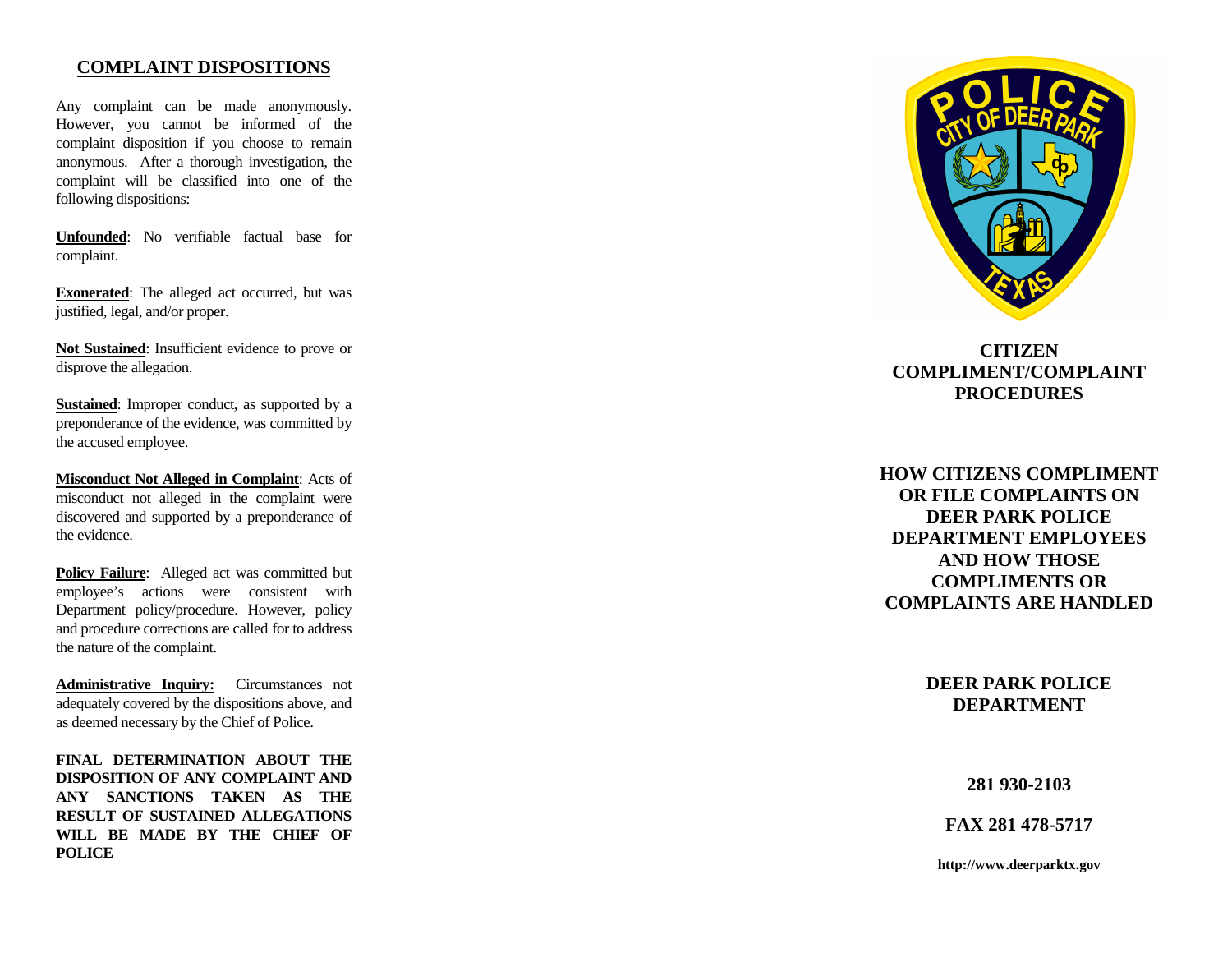## COMPLAINT DISPOSITIONS

Any complaint can be made anonymously. However, you cannot be informed of the complaint disposition if you choose to remain anonymous. After a thorough investigation, the complaint will be classified into one of the following dispositions:

**Unfounded**: No verifiable factual base for complaint.

**Exonerated**: The alleged act occurred, but was justified, legal, and/or proper.

**Not Sustained**: Insufficient evidence to prove or disprove the allegation.

**Sustained**: Improper conduct, as supported by a preponderance of the evidence, was committed by the accused employee.

**Misconduct Not Alleged in Complaint**: Acts of misconduct not alleged in the complaint were discovered and supported by a preponderance of the evidence.

**Policy Failure**: Alleged act was committed but employee's actions were consistent with Department policy/procedure. However, policy and procedure corrections are called for to address the nature of the complaint.

**Administrative Inquiry:** Circumstances not adequately covered by the dispositions above, and as deemed necessary by the Chief of Police.

**FINAL DETERMINATION ABOUT THE DISPOSITION OF ANY COMPLAINT AND ANY SANCTIONS TAKEN AS THE RESULT OF SUSTAINED ALLEGATIONS WILL BE MADE BY THE CHIEF OF POLICE**

# CITIZEN COMPLIMENT/COMPLAINT PROCEDURES

## HOW CITIZENS COMPLIMENT OR FILE COMPLAINTS ON DEER PARK POLICE DEPARTMENT EMPLOYEES AND HOW THOSE COMPLIMENTS OR COMPLAINTS ARE HANDLED

**DEER PARK POLICE DEPARTMENT**

**281 930-2103**

**FAX 281 478-5717**

**http://www.deerparktx.gov**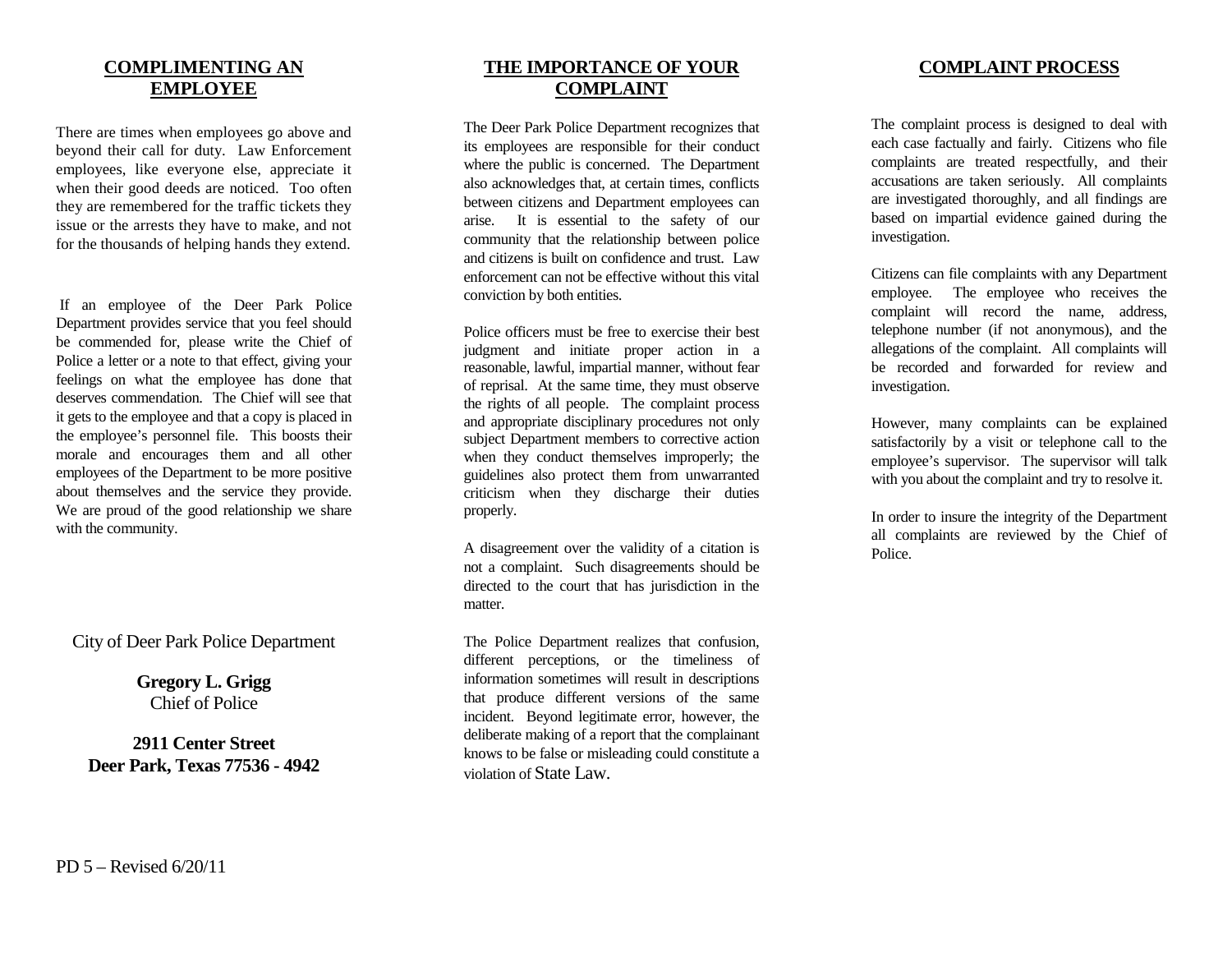## COMPLIMENTING AN EMPLOYEE

There are times when employees go above and beyond their call for duty. Law Enforcement employees, like everyone else, appreciate it when their good deeds are noticed. Too often they are remembered for the traffic tickets they issue or the arrests they have to make, and not for the thousands of helping hands they extend.

If an employee of the Deer Park Police Department provides service that you feel should be commended for, please write the Chief of Police a letter or a note to that effect, giving your feelings on what the employee has done that deserves commendation. The Chief will see that it gets to the employee and that a copy is placed in the employee's personnel file. This boosts their morale and encourages them and all other employees of the Department to be more positive about themselves and the service they provide. We are proud of the good relationship we share with the community.

City of Deer Park Police Department

**Gregory L. Grigg**
Chief of Police

**2911 Center Street**
**Deer Park, Texas 77536 - 4942**

PD 5 – Revised 6/20/11

## THE IMPORTANCE OF YOUR COMPLAINT

The Deer Park Police Department recognizes that its employees are responsible for their conduct where the public is concerned. The Department also acknowledges that, at certain times, conflicts between citizens and Department employees can arise. It is essential to the safety of our community that the relationship between police and citizens is built on confidence and trust. Law enforcement can not be effective without this vital conviction by both entities.

Police officers must be free to exercise their best judgment and initiate proper action in a reasonable, lawful, impartial manner, without fear of reprisal. At the same time, they must observe the rights of all people. The complaint process and appropriate disciplinary procedures not only subject Department members to corrective action when they conduct themselves improperly; the guidelines also protect them from unwarranted criticism when they discharge their duties properly.

A disagreement over the validity of a citation is not a complaint. Such disagreements should be directed to the court that has jurisdiction in the matter.

The Police Department realizes that confusion, different perceptions, or the timeliness of information sometimes will result in descriptions that produce different versions of the same incident. Beyond legitimate error, however, the deliberate making of a report that the complainant knows to be false or misleading could constitute a violation of State Law.

## COMPLAINT PROCESS

The complaint process is designed to deal with each case factually and fairly. Citizens who file complaints are treated respectfully, and their accusations are taken seriously. All complaints are investigated thoroughly, and all findings are based on impartial evidence gained during the investigation.

Citizens can file complaints with any Department employee. The employee who receives the complaint will record the name, address, telephone number (if not anonymous), and the allegations of the complaint. All complaints will be recorded and forwarded for review and investigation.

However, many complaints can be explained satisfactorily by a visit or telephone call to the employee's supervisor. The supervisor will talk with you about the complaint and try to resolve it.

In order to insure the integrity of the Department all complaints are reviewed by the Chief of Police.